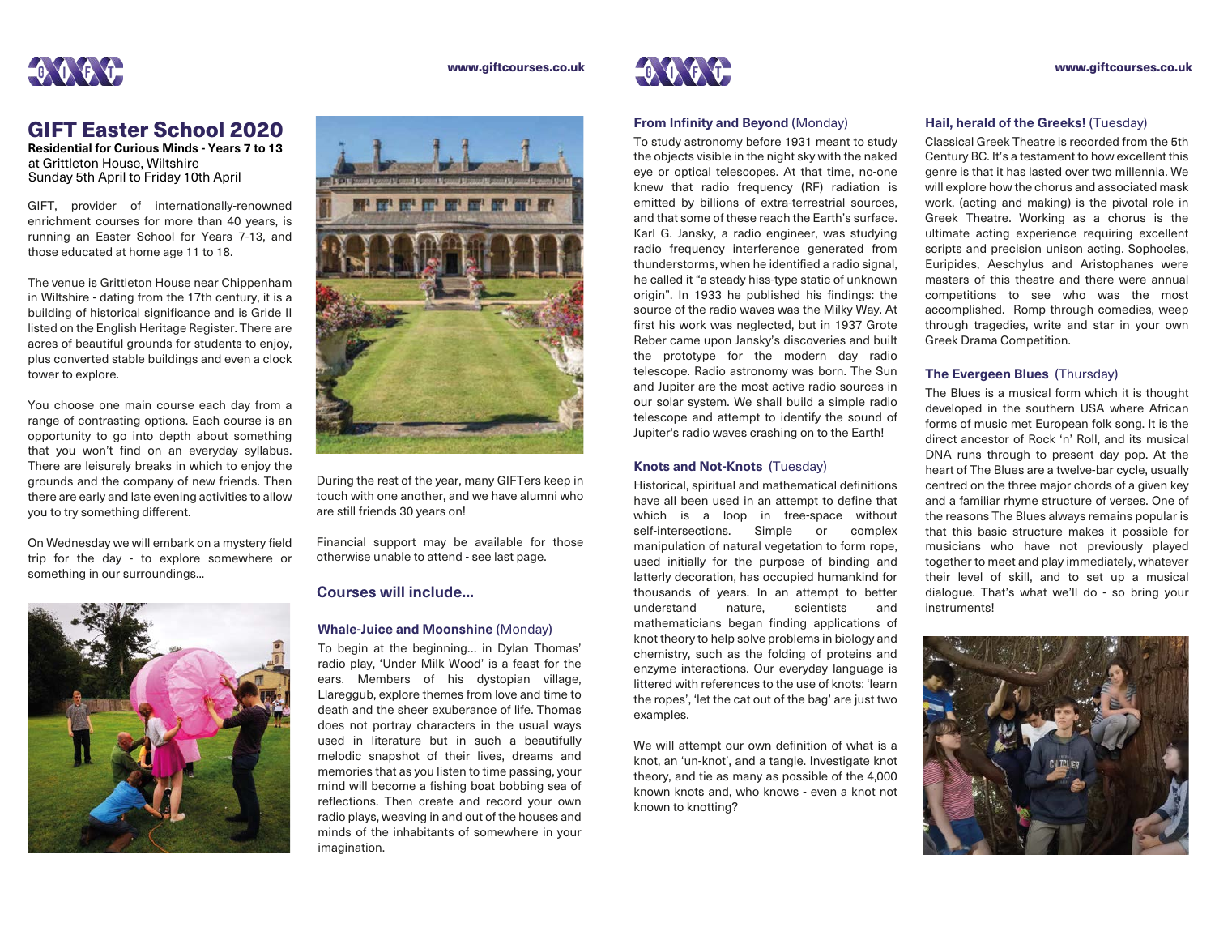# GIFT Easter School 2020

**Residential for Curious Minds - Years 7 to 13**
at Grittleton House, Wiltshire
Sunday 5th April to Friday 10th April

GIFT, provider of internationally-renowned enrichment courses for more than 40 years, is running an Easter School for Years 7-13, and those educated at home age 11 to 18.

The venue is Grittleton House near Chippenham in Wiltshire - dating from the 17th century, it is a building of historical significance and is Gride II listed on the English Heritage Register. There are acres of beautiful grounds for students to enjoy, plus converted stable buildings and even a clock tower to explore.

You choose one main course each day from a range of contrasting options. Each course is an opportunity to go into depth about something that you won't find on an everyday syllabus. There are leisurely breaks in which to enjoy the grounds and the company of new friends. Then there are early and late evening activities to allow you to try something different.

On Wednesday we will embark on a mystery field trip for the day - to explore somewhere or something in our surroundings...

During the rest of the year, many GIFTers keep in touch with one another, and we have alumni who are still friends 30 years on!

Financial support may be available for those otherwise unable to attend - see last page.

## Courses will include...

### Whale-Juice and Moonshine (Monday)

To begin at the beginning... in Dylan Thomas' radio play, 'Under Milk Wood' is a feast for the ears. Members of his dystopian village, Llareggub, explore themes from love and time to death and the sheer exuberance of life. Thomas does not portray characters in the usual ways used in literature but in such a beautifully melodic snapshot of their lives, dreams and memories that as you listen to time passing, your mind will become a fishing boat bobbing sea of reflections. Then create and record your own radio plays, weaving in and out of the houses and minds of the inhabitants of somewhere in your imagination.

### From Infinity and Beyond (Monday)

To study astronomy before 1931 meant to study the objects visible in the night sky with the naked eye or optical telescopes. At that time, no-one knew that radio frequency (RF) radiation is emitted by billions of extra-terrestrial sources, and that some of these reach the Earth's surface. Karl G. Jansky, a radio engineer, was studying radio frequency interference generated from thunderstorms, when he identified a radio signal, he called it "a steady hiss-type static of unknown origin". In 1933 he published his findings: the source of the radio waves was the Milky Way. At first his work was neglected, but in 1937 Grote Reber came upon Jansky's discoveries and built the prototype for the modern day radio telescope. Radio astronomy was born. The Sun and Jupiter are the most active radio sources in our solar system. We shall build a simple radio telescope and attempt to identify the sound of Jupiter's radio waves crashing on to the Earth!

### Knots and Not-Knots (Tuesday)

Historical, spiritual and mathematical definitions have all been used in an attempt to define that which is a loop in free-space without self-intersections. Simple or complex manipulation of natural vegetation to form rope, used initially for the purpose of binding and latterly decoration, has occupied humankind for thousands of years. In an attempt to better understand nature, scientists and mathematicians began finding applications of knot theory to help solve problems in biology and chemistry, such as the folding of proteins and enzyme interactions. Our everyday language is littered with references to the use of knots: 'learn the ropes', 'let the cat out of the bag' are just two examples.

We will attempt our own definition of what is a knot, an 'un-knot', and a tangle. Investigate knot theory, and tie as many as possible of the 4,000 known knots and, who knows - even a knot not known to knotting?

### Hail, herald of the Greeks! (Tuesday)

Classical Greek Theatre is recorded from the 5th Century BC. It's a testament to how excellent this genre is that it has lasted over two millennia. We will explore how the chorus and associated mask work, (acting and making) is the pivotal role in Greek Theatre. Working as a chorus is the ultimate acting experience requiring excellent scripts and precision unison acting. Sophocles, Euripides, Aeschylus and Aristophanes were masters of this theatre and there were annual competitions to see who was the most accomplished. Romp through comedies, weep through tragedies, write and star in your own Greek Drama Competition.

### The Evergeen Blues (Thursday)

The Blues is a musical form which it is thought developed in the southern USA where African forms of music met European folk song. It is the direct ancestor of Rock 'n' Roll, and its musical DNA runs through to present day pop. At the heart of The Blues are a twelve-bar cycle, usually centred on the three major chords of a given key and a familiar rhyme structure of verses. One of the reasons The Blues always remains popular is that this basic structure makes it possible for musicians who have not previously played together to meet and play immediately, whatever their level of skill, and to set up a musical dialogue. That's what we'll do - so bring your instruments!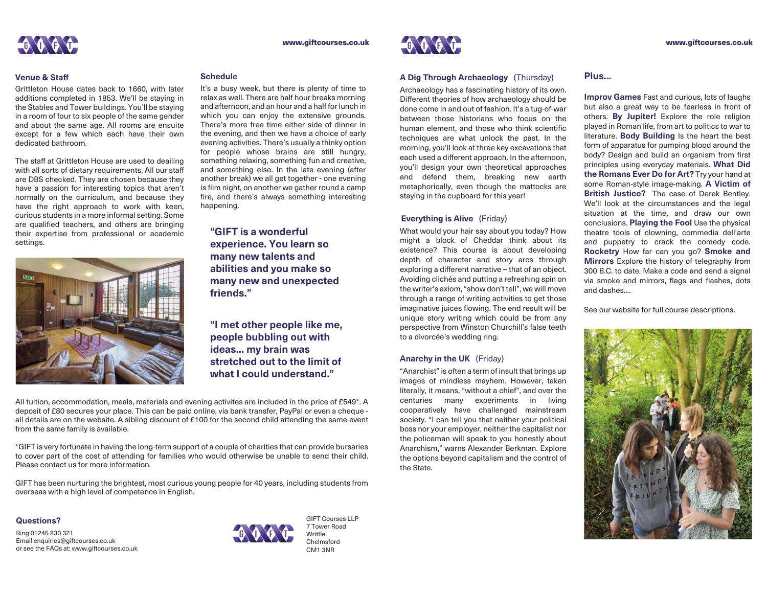## Venue & Staff

Grittleton House dates back to 1660, with later additions completed in 1853. We'll be staying in the Stables and Tower buildings. You'll be staying in a room of four to six people of the same gender and about the same age. All rooms are ensuite except for a few which each have their own dedicated bathroom.

The staff at Grittleton House are used to deailing with all sorts of dietary requirements. All our staff are DBS checked. They are chosen because they have a passion for interesting topics that aren't normally on the curriculum, and because they have the right approach to work with keen, curious students in a more informal setting. Some are qualified teachers, and others are bringing their expertise from professional or academic settings.

## Schedule

It's a busy week, but there is plenty of time to relax as well. There are half hour breaks morning and afternoon, and an hour and a half for lunch in which you can enjoy the extensive grounds. There's more free time either side of dinner in the evening, and then we have a choice of early evening activities. There's usually a thinky option for people whose brains are still hungry, something relaxing, something fun and creative, and something else. In the late evening (after another break) we all get together - one evening is film night, on another we gather round a camp fire, and there's always something interesting happening.

**"GIFT is a wonderful experience. You learn so many new talents and abilities and you make so many new and unexpected friends."**

**"I met other people like me, people bubbling out with ideas... my brain was stretched out to the limit of what I could understand."**

All tuition, accommodation, meals, materials and evening activites are included in the price of £549*. A deposit of £80 secures your place. This can be paid online, via bank transfer, PayPal or even a cheque - all details are on the website. A sibling discount of £100 for the second child attending the same event from the same family is available.

*GIFT is very fortunate in having the long-term support of a couple of charities that can provide bursaries to cover part of the cost of attending for families who would otherwise be unable to send their child. Please contact us for more information.

GIFT has been nurturing the brightest, most curious young people for 40 years, including students from overseas with a high level of competence in English.

## Questions?

Ring 01245 830 321
Email enquiries@giftcourses.co.uk
or see the FAQs at: www.giftcourses.co.uk

GIFT Courses LLP
7 Tower Road
Writtle
Chelmsford
CM1 3NR

## A Dig Through Archaeology (Thursday)

Archaeology has a fascinating history of its own. Different theories of how archaeology should be done come in and out of fashion. It's a tug-of-war between those historians who focus on the human element, and those who think scientific techniques are what unlock the past. In the morning, you'll look at three key excavations that each used a different approach. In the afternoon, you'll design your own theoretical approaches and defend them, breaking new earth metaphorically, even though the mattocks are staying in the cupboard for this year!

## Everything is Alive (Friday)

What would your hair say about you today? How might a block of Cheddar think about its existence? This course is about developing depth of character and story arcs through exploring a different narrative – that of an object. Avoiding clichés and putting a refreshing spin on the writer's axiom, "show don't tell", we will move through a range of writing activities to get those imaginative juices flowing. The end result will be unique story writing which could be from any perspective from Winston Churchill's false teeth to a divorcée's wedding ring.

## Anarchy in the UK (Friday)

"Anarchist" is often a term of insult that brings up images of mindless mayhem. However, taken literally, it means, "without a chief", and over the centuries many experiments in living cooperatively have challenged mainstream society. "I can tell you that neither your political boss nor your employer, neither the capitalist nor the policeman will speak to you honestly about Anarchism," warns Alexander Berkman. Explore the options beyond capitalism and the control of the State.

## Plus...

**Improv Games** Fast and curious, lots of laughs but also a great way to be fearless in front of others. **By Jupiter!** Explore the role religion played in Roman life, from art to politics to war to literature. **Body Building** Is the heart the best form of apparatus for pumping blood around the body? Design and build an organism from first principles using everyday materials. **What Did the Romans Ever Do for Art?** Try your hand at some Roman-style image-making. **A Victim of British Justice?** The case of Derek Bentley. We'll look at the circumstances and the legal situation at the time, and draw our own conclusions. **Playing the Fool** Use the physical theatre tools of clowning, commedia dell'arte and puppetry to crack the comedy code. **Rocketry** How far can you go? **Smoke and Mirrors** Explore the history of telegraphy from 300 B.C. to date. Make a code and send a signal via smoke and mirrors, flags and flashes, dots and dashes....

See our website for full course descriptions.